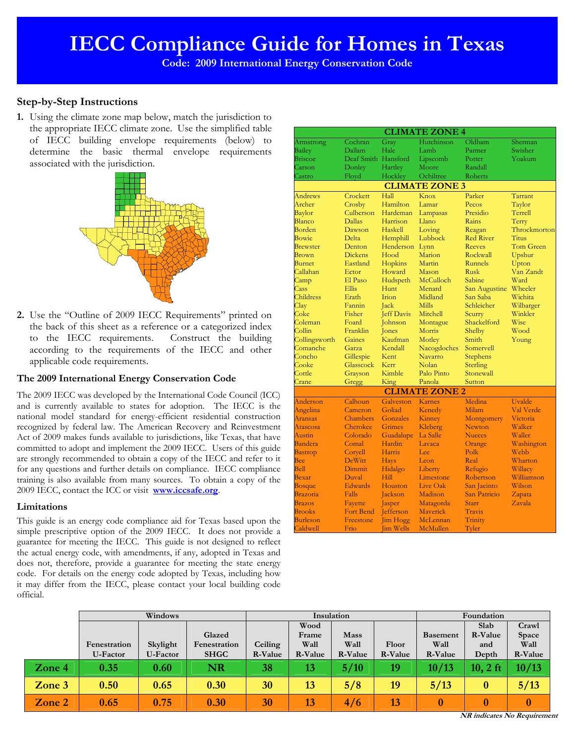# IECC Compliance Guide for Homes in Texas

**Code: 2009 International Energy Conservation Code**

## Step-by-Step Instructions

1. Using the climate zone map below, match the jurisdiction to the appropriate IECC climate zone. Use the simplified table of IECC building envelope requirements (below) to determine the basic thermal envelope requirements associated with the jurisdiction.

2. Use the "Outline of 2009 IECC Requirements" printed on the back of this sheet as a reference or a categorized index to the IECC requirements. Construct the building according to the requirements of the IECC and other applicable code requirements.

### The 2009 International Energy Conservation Code

The 2009 IECC was developed by the International Code Council (ICC) and is currently available to states for adoption. The IECC is the national model standard for energy-efficient residential construction recognized by federal law. The American Recovery and Reinvestment Act of 2009 makes funds available to jurisdictions, like Texas, that have committed to adopt and implement the 2009 IECC. Users of this guide are strongly recommended to obtain a copy of the IECC and refer to it for any questions and further details on compliance. IECC compliance training is also available from many sources. To obtain a copy of the 2009 IECC, contact the ICC or visit **www.iccsafe.org**.

### Limitations

This guide is an energy code compliance aid for Texas based upon the simple prescriptive option of the 2009 IECC. It does not provide a guarantee for meeting the IECC. This guide is not designed to reflect the actual energy code, with amendments, if any, adopted in Texas and does not, therefore, provide a guarantee for meeting the state energy code. For details on the energy code adopted by Texas, including how it may differ from the IECC, please contact your local building code official.

| **CLIMATE ZONE 4** | | | | | |
|---|---|---|---|---|---|
| Armstrong | Cochran | Gray | Hutchinson | Oldham | Sherman |
| Bailey | Dallam | Hale | Lamb | Parmer | Swisher |
| Briscoe | Deaf Smith | Hansford | Lipscomb | Potter | Yoakum |
| Carson | Donley | Hartley | Moore | Randall | |
| Castro | Floyd | Hockley | Ochiltree | Roberts | |
| **CLIMATE ZONE 3** | | | | | |
| Andrews | Crockett | Hall | Knox | Parker | Tarrant |
| Archer | Crosby | Hamilton | Lamar | Pecos | Taylor |
| Baylor | Culberson | Hardeman | Lampasas | Presidio | Terrell |
| Blanco | Dallas | Harrison | Llano | Rains | Terry |
| Borden | Dawson | Haskell | Loving | Reagan | Throckmorton |
| Bowie | Delta | Hemphill | Lubbock | Red River | Titus |
| Brewster | Denton | Henderson | Lynn | Reeves | Tom Green |
| Brown | Dickens | Hood | Marion | Rockwall | Upshur |
| Burnet | Eastland | Hopkins | Martin | Runnels | Upton |
| Callahan | Ector | Howard | Mason | Rusk | Van Zandt |
| Camp | El Paso | Hudspeth | McCulloch | Sabine | Ward |
| Cass | Ellis | Hunt | Menard | San Augustine | Wheeler |
| Childress | Erath | Irion | Midland | San Saba | Wichita |
| Clay | Fannin | Jack | Mills | Schleicher | Wilbarger |
| Coke | Fisher | Jeff Davis | Mitchell | Scurry | Winkler |
| Coleman | Foard | Johnson | Montague | Shackelford | Wise |
| Collin | Franklin | Jones | Morris | Shelby | Wood |
| Collingsworth | Gaines | Kaufman | Motley | Smith | Young |
| Comanche | Garza | Kendall | Nacogdoches | Somervell | |
| Concho | Gillespie | Kent | Navarro | Stephens | |
| Cooke | Glasscock | Kerr | Nolan | Sterling | |
| Cottle | Grayson | Kimble | Palo Pinto | Stonewall | |
| Crane | Gregg | King | Panola | Sutton | |
| **CLIMATE ZONE 2** | | | | | |
| Anderson | Calhoun | Galveston | Karnes | Medina | Uvalde |
| Angelina | Cameron | Goliad | Kenedy | Milam | Val Verde |
| Aransas | Chambers | Gonzales | Kinney | Montgomery | Victoria |
| Atascosa | Cherokee | Grimes | Kleberg | Newton | Walker |
| Austin | Colorado | Guadalupe | La Salle | Nueces | Waller |
| Bandera | Comal | Hardin | Lavaca | Orange | Washington |
| Bastrop | Coryell | Harris | Lee | Polk | Webb |
| Bee | DeWitt | Hays | Leon | Real | Wharton |
| Bell | Dimmit | Hidalgo | Liberty | Refugio | Willacy |
| Bexar | Duval | Hill | Limestone | Robertson | Williamson |
| Bosque | Edwards | Houston | Live Oak | San Jacinto | Wilson |
| Brazoria | Falls | Jackson | Madison | San Patricio | Zapata |
| Brazos | Fayette | Jasper | Matagorda | Starr | Zavala |
| Brooks | Fort Bend | Jefferson | Maverick | Travis | |
| Burleson | Freestone | Jim Hogg | McLennan | Trinity | |
| Caldwell | Frio | Jim Wells | McMullen | Tyler | |

| | Windows | | | Insulation | | | | Foundation | | |
|---|---|---|---|---|---|---|---|---|---|---|
| | Fenestration U-Factor | Skylight U-Factor | Glazed Fenestration SHGC | Ceiling R-Value | Wood Frame Wall R-Value | Mass Wall R-Value | Floor R-Value | Basement Wall R-Value | Slab R-Value and Depth | Crawl Space Wall R-Value |
| **Zone 4** | **0.35** | **0.60** | **NR** | **38** | **13** | **5/10** | **19** | **10/13** | **10, 2 ft** | **10/13** |
| **Zone 3** | **0.50** | **0.65** | **0.30** | **30** | **13** | **5/8** | **19** | **5/13** | **0** | **5/13** |
| **Zone 2** | **0.65** | **0.75** | **0.30** | **30** | **13** | **4/6** | **13** | **0** | **0** | **0** |

***NR indicates No Requirement***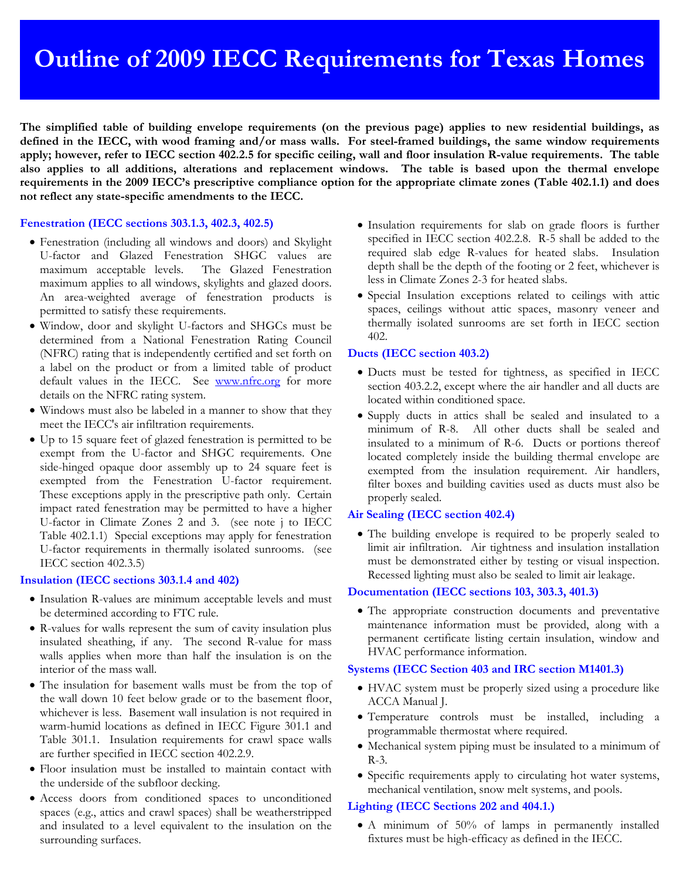# Outline of 2009 IECC Requirements for Texas Homes

**The simplified table of building envelope requirements (on the previous page) applies to new residential buildings, as defined in the IECC, with wood framing and/or mass walls. For steel-framed buildings, the same window requirements apply; however, refer to IECC section 402.2.5 for specific ceiling, wall and floor insulation R-value requirements. The table also applies to all additions, alterations and replacement windows. The table is based upon the thermal envelope requirements in the 2009 IECC's prescriptive compliance option for the appropriate climate zones (Table 402.1.1) and does not reflect any state-specific amendments to the IECC.**

## Fenestration (IECC sections 303.1.3, 402.3, 402.5)

- Fenestration (including all windows and doors) and Skylight U-factor and Glazed Fenestration SHGC values are maximum acceptable levels. The Glazed Fenestration maximum applies to all windows, skylights and glazed doors. An area-weighted average of fenestration products is permitted to satisfy these requirements.
- Window, door and skylight U-factors and SHGCs must be determined from a National Fenestration Rating Council (NFRC) rating that is independently certified and set forth on a label on the product or from a limited table of product default values in the IECC. See www.nfrc.org for more details on the NFRC rating system.
- Windows must also be labeled in a manner to show that they meet the IECC's air infiltration requirements.
- Up to 15 square feet of glazed fenestration is permitted to be exempt from the U-factor and SHGC requirements. One side-hinged opaque door assembly up to 24 square feet is exempted from the Fenestration U-factor requirement. These exceptions apply in the prescriptive path only. Certain impact rated fenestration may be permitted to have a higher U-factor in Climate Zones 2 and 3. (see note j to IECC Table 402.1.1) Special exceptions may apply for fenestration U-factor requirements in thermally isolated sunrooms. (see IECC section 402.3.5)

## Insulation (IECC sections 303.1.4 and 402)

- Insulation R-values are minimum acceptable levels and must be determined according to FTC rule.
- R-values for walls represent the sum of cavity insulation plus insulated sheathing, if any. The second R-value for mass walls applies when more than half the insulation is on the interior of the mass wall.
- The insulation for basement walls must be from the top of the wall down 10 feet below grade or to the basement floor, whichever is less. Basement wall insulation is not required in warm-humid locations as defined in IECC Figure 301.1 and Table 301.1. Insulation requirements for crawl space walls are further specified in IECC section 402.2.9.
- Floor insulation must be installed to maintain contact with the underside of the subfloor decking.
- Access doors from conditioned spaces to unconditioned spaces (e.g., attics and crawl spaces) shall be weatherstripped and insulated to a level equivalent to the insulation on the surrounding surfaces.
- Insulation requirements for slab on grade floors is further specified in IECC section 402.2.8. R-5 shall be added to the required slab edge R-values for heated slabs. Insulation depth shall be the depth of the footing or 2 feet, whichever is less in Climate Zones 2-3 for heated slabs.
- Special Insulation exceptions related to ceilings with attic spaces, ceilings without attic spaces, masonry veneer and thermally isolated sunrooms are set forth in IECC section 402.

## Ducts (IECC section 403.2)

- Ducts must be tested for tightness, as specified in IECC section 403.2.2, except where the air handler and all ducts are located within conditioned space.
- Supply ducts in attics shall be sealed and insulated to a minimum of R-8. All other ducts shall be sealed and insulated to a minimum of R-6. Ducts or portions thereof located completely inside the building thermal envelope are exempted from the insulation requirement. Air handlers, filter boxes and building cavities used as ducts must also be properly sealed.

## Air Sealing (IECC section 402.4)

- The building envelope is required to be properly sealed to limit air infiltration. Air tightness and insulation installation must be demonstrated either by testing or visual inspection. Recessed lighting must also be sealed to limit air leakage.

## Documentation (IECC sections 103, 303.3, 401.3)

- The appropriate construction documents and preventative maintenance information must be provided, along with a permanent certificate listing certain insulation, window and HVAC performance information.

## Systems (IECC Section 403 and IRC section M1401.3)

- HVAC system must be properly sized using a procedure like ACCA Manual J.
- Temperature controls must be installed, including a programmable thermostat where required.
- Mechanical system piping must be insulated to a minimum of R-3.
- Specific requirements apply to circulating hot water systems, mechanical ventilation, snow melt systems, and pools.

## Lighting (IECC Sections 202 and 404.1.)

- A minimum of 50% of lamps in permanently installed fixtures must be high-efficacy as defined in the IECC.